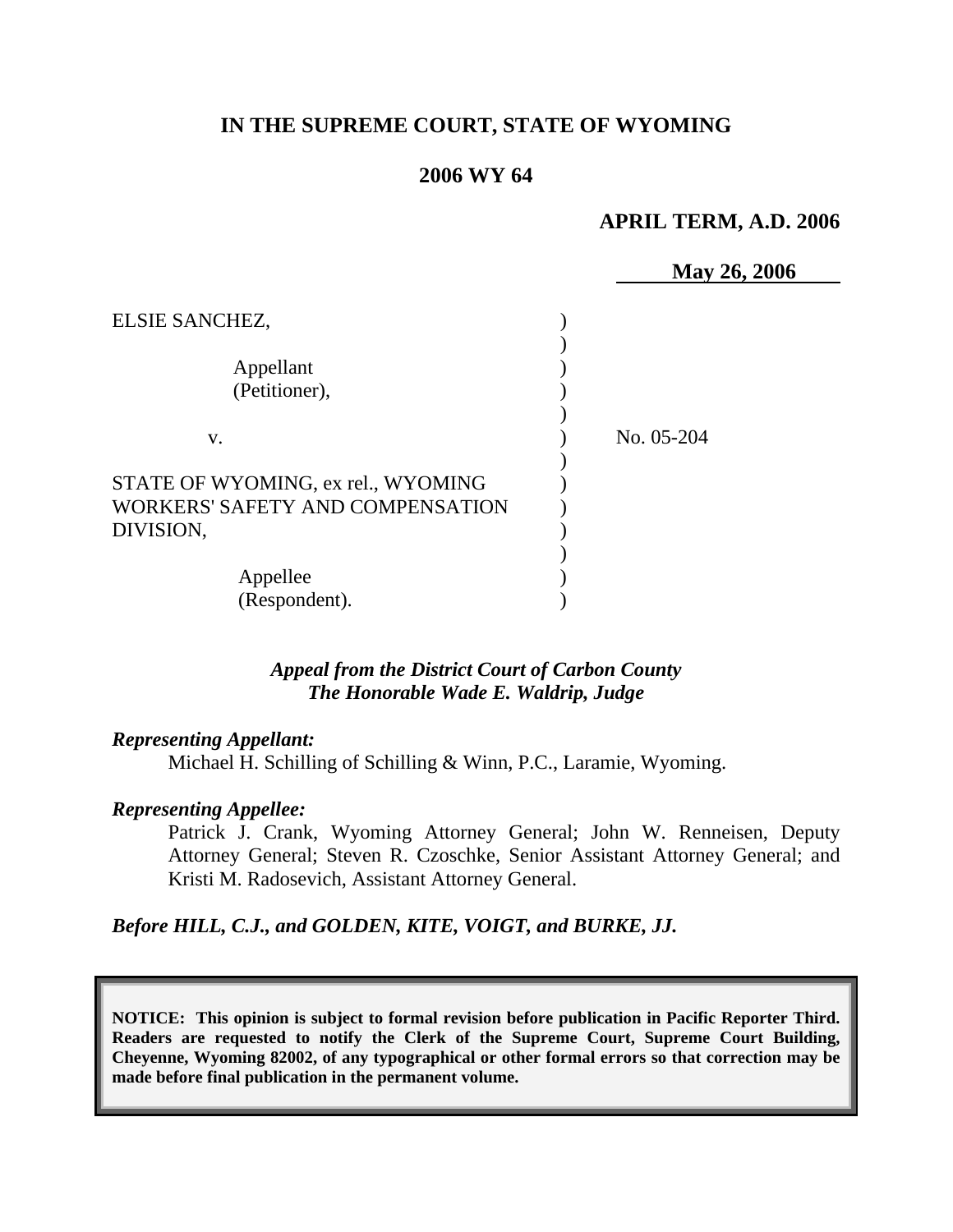**IN THE SUPREME COURT, STATE OF WYOMING**

**2006 WY 64**

**APRIL TERM, A.D. 2006**

**May 26, 2006**

ELSIE SANCHEZ,

Appellant (Petitioner),

v.

STATE OF WYOMING, ex rel., WYOMING WORKERS' SAFETY AND COMPENSATION DIVISION,

Appellee (Respondent).

No. 05-204

*Appeal from the District Court of Carbon County*
*The Honorable Wade E. Waldrip, Judge*

***Representing Appellant:***

Michael H. Schilling of Schilling & Winn, P.C., Laramie, Wyoming.

***Representing Appellee:***

Patrick J. Crank, Wyoming Attorney General; John W. Renneisen, Deputy Attorney General; Steven R. Czoschke, Senior Assistant Attorney General; and Kristi M. Radosevich, Assistant Attorney General.

***Before HILL, C.J., and GOLDEN, KITE, VOIGT, and BURKE, JJ.***

**NOTICE: This opinion is subject to formal revision before publication in Pacific Reporter Third. Readers are requested to notify the Clerk of the Supreme Court, Supreme Court Building, Cheyenne, Wyoming 82002, of any typographical or other formal errors so that correction may be made before final publication in the permanent volume.**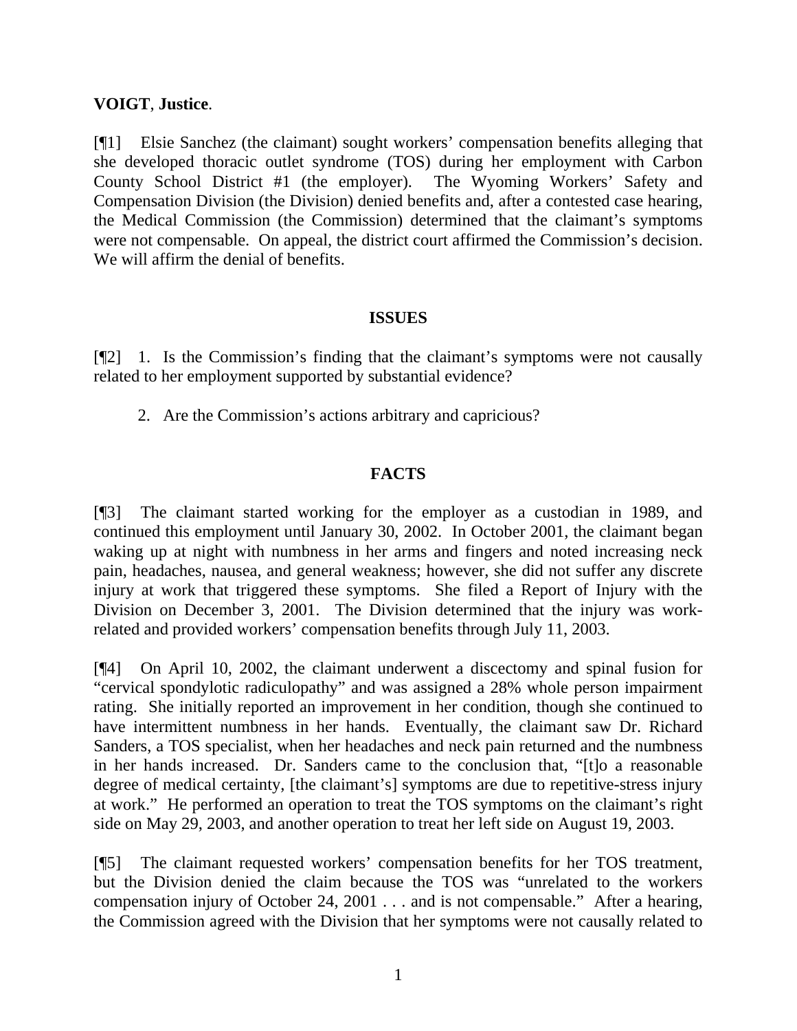**VOIGT**, **Justice**.

[¶1] Elsie Sanchez (the claimant) sought workers' compensation benefits alleging that she developed thoracic outlet syndrome (TOS) during her employment with Carbon County School District #1 (the employer). The Wyoming Workers' Safety and Compensation Division (the Division) denied benefits and, after a contested case hearing, the Medical Commission (the Commission) determined that the claimant's symptoms were not compensable. On appeal, the district court affirmed the Commission's decision. We will affirm the denial of benefits.

## ISSUES

[¶2] 1. Is the Commission's finding that the claimant's symptoms were not causally related to her employment supported by substantial evidence?

2. Are the Commission's actions arbitrary and capricious?

## FACTS

[¶3] The claimant started working for the employer as a custodian in 1989, and continued this employment until January 30, 2002. In October 2001, the claimant began waking up at night with numbness in her arms and fingers and noted increasing neck pain, headaches, nausea, and general weakness; however, she did not suffer any discrete injury at work that triggered these symptoms. She filed a Report of Injury with the Division on December 3, 2001. The Division determined that the injury was work-related and provided workers' compensation benefits through July 11, 2003.

[¶4] On April 10, 2002, the claimant underwent a discectomy and spinal fusion for "cervical spondylotic radiculopathy" and was assigned a 28% whole person impairment rating. She initially reported an improvement in her condition, though she continued to have intermittent numbness in her hands. Eventually, the claimant saw Dr. Richard Sanders, a TOS specialist, when her headaches and neck pain returned and the numbness in her hands increased. Dr. Sanders came to the conclusion that, "[t]o a reasonable degree of medical certainty, [the claimant's] symptoms are due to repetitive-stress injury at work." He performed an operation to treat the TOS symptoms on the claimant's right side on May 29, 2003, and another operation to treat her left side on August 19, 2003.

[¶5] The claimant requested workers' compensation benefits for her TOS treatment, but the Division denied the claim because the TOS was "unrelated to the workers compensation injury of October 24, 2001 . . . and is not compensable." After a hearing, the Commission agreed with the Division that her symptoms were not causally related to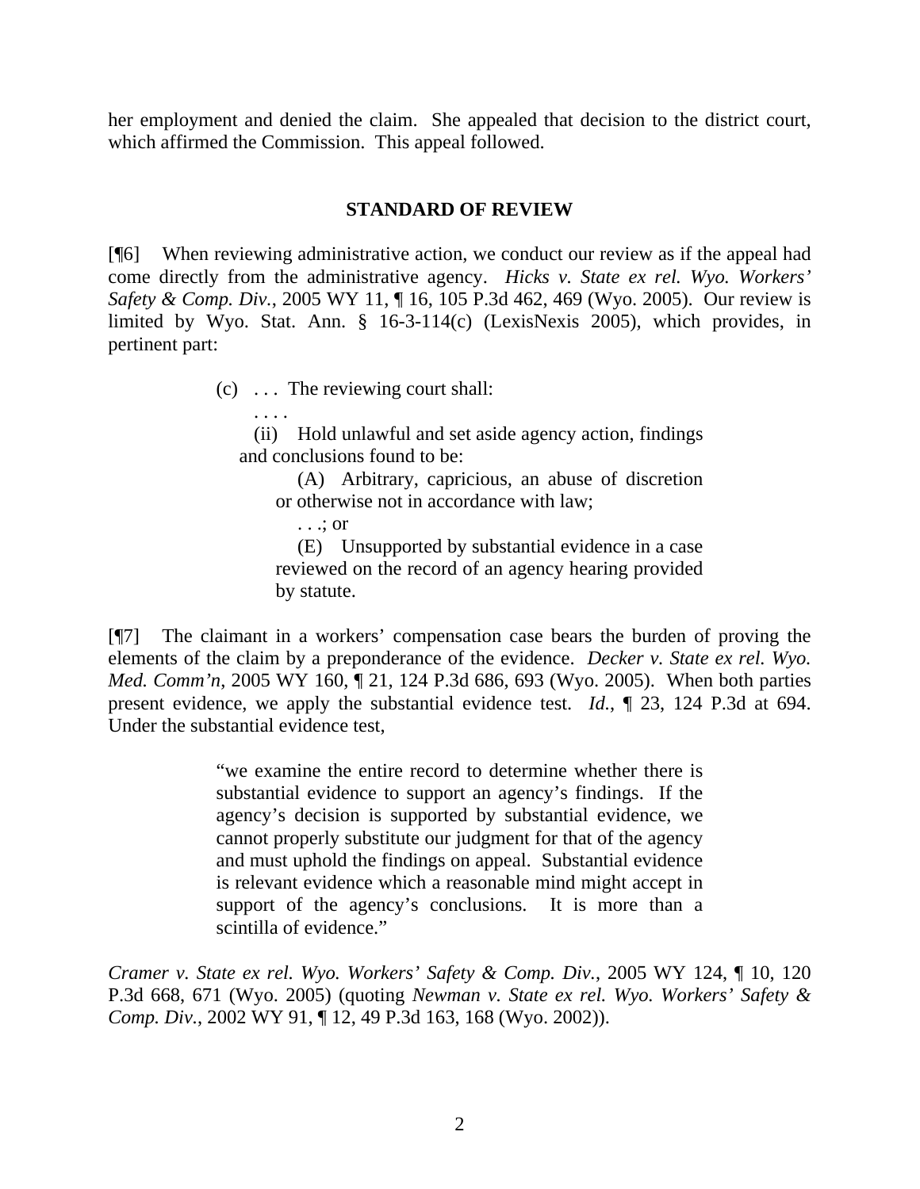her employment and denied the claim. She appealed that decision to the district court, which affirmed the Commission. This appeal followed.

## STANDARD OF REVIEW

[¶6] When reviewing administrative action, we conduct our review as if the appeal had come directly from the administrative agency. *Hicks v. State ex rel. Wyo. Workers' Safety & Comp. Div.*, 2005 WY 11, ¶ 16, 105 P.3d 462, 469 (Wyo. 2005). Our review is limited by Wyo. Stat. Ann. § 16-3-114(c) (LexisNexis 2005), which provides, in pertinent part:

> (c) . . . The reviewing court shall:
>
> . . . .
>
> (ii) Hold unlawful and set aside agency action, findings and conclusions found to be:
>
> (A) Arbitrary, capricious, an abuse of discretion or otherwise not in accordance with law;
>
> . . .; or
>
> (E) Unsupported by substantial evidence in a case reviewed on the record of an agency hearing provided by statute.

[¶7] The claimant in a workers' compensation case bears the burden of proving the elements of the claim by a preponderance of the evidence. *Decker v. State ex rel. Wyo. Med. Comm'n*, 2005 WY 160, ¶ 21, 124 P.3d 686, 693 (Wyo. 2005). When both parties present evidence, we apply the substantial evidence test. *Id.*, ¶ 23, 124 P.3d at 694. Under the substantial evidence test,

> "we examine the entire record to determine whether there is substantial evidence to support an agency's findings. If the agency's decision is supported by substantial evidence, we cannot properly substitute our judgment for that of the agency and must uphold the findings on appeal. Substantial evidence is relevant evidence which a reasonable mind might accept in support of the agency's conclusions. It is more than a scintilla of evidence."

*Cramer v. State ex rel. Wyo. Workers' Safety & Comp. Div.*, 2005 WY 124, ¶ 10, 120 P.3d 668, 671 (Wyo. 2005) (quoting *Newman v. State ex rel. Wyo. Workers' Safety & Comp. Div.*, 2002 WY 91, ¶ 12, 49 P.3d 163, 168 (Wyo. 2002)).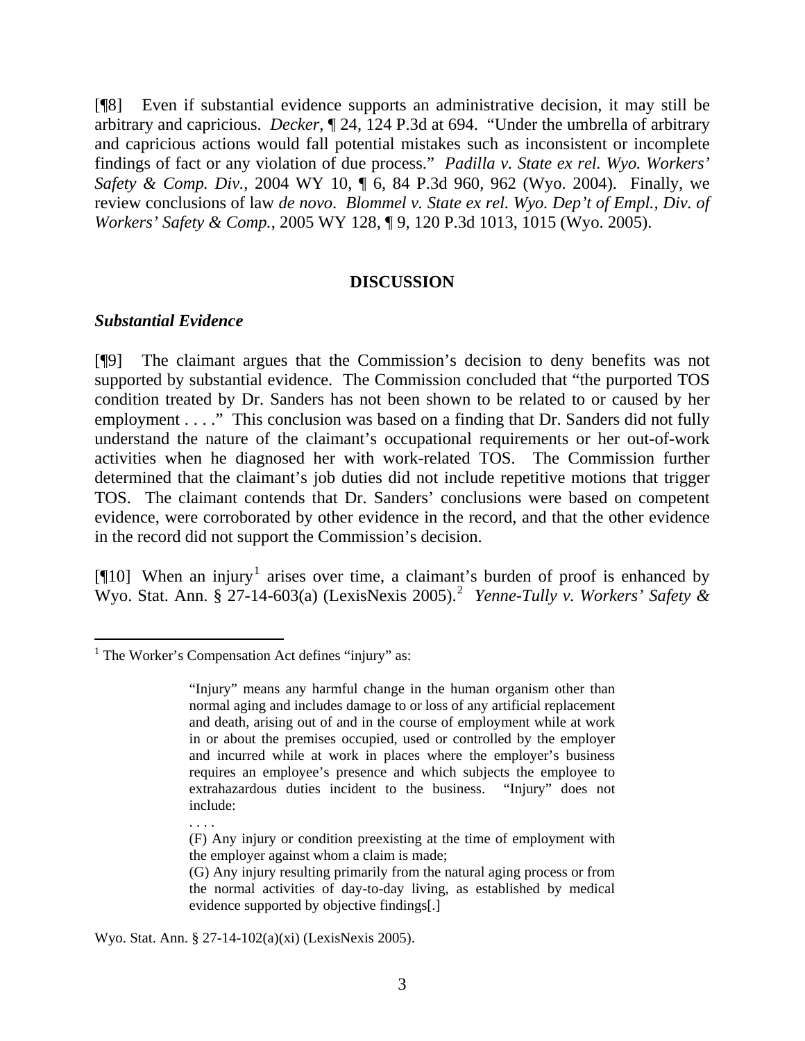[¶8] Even if substantial evidence supports an administrative decision, it may still be arbitrary and capricious. *Decker*, ¶ 24, 124 P.3d at 694. "Under the umbrella of arbitrary and capricious actions would fall potential mistakes such as inconsistent or incomplete findings of fact or any violation of due process." *Padilla v. State ex rel. Wyo. Workers' Safety & Comp. Div.*, 2004 WY 10, ¶ 6, 84 P.3d 960, 962 (Wyo. 2004). Finally, we review conclusions of law *de novo*. *Blommel v. State ex rel. Wyo. Dep't of Empl., Div. of Workers' Safety & Comp.*, 2005 WY 128, ¶ 9, 120 P.3d 1013, 1015 (Wyo. 2005).

## DISCUSSION

### *Substantial Evidence*

[¶9] The claimant argues that the Commission's decision to deny benefits was not supported by substantial evidence. The Commission concluded that "the purported TOS condition treated by Dr. Sanders has not been shown to be related to or caused by her employment . . . ." This conclusion was based on a finding that Dr. Sanders did not fully understand the nature of the claimant's occupational requirements or her out-of-work activities when he diagnosed her with work-related TOS. The Commission further determined that the claimant's job duties did not include repetitive motions that trigger TOS. The claimant contends that Dr. Sanders' conclusions were based on competent evidence, were corroborated by other evidence in the record, and that the other evidence in the record did not support the Commission's decision.

[¶10] When an injury[1] arises over time, a claimant's burden of proof is enhanced by Wyo. Stat. Ann. § 27-14-603(a) (LexisNexis 2005).[2] *Yenne-Tully v. Workers' Safety &*

---

[1] The Worker's Compensation Act defines "injury" as:

> "Injury" means any harmful change in the human organism other than normal aging and includes damage to or loss of any artificial replacement and death, arising out of and in the course of employment while at work in or about the premises occupied, used or controlled by the employer and incurred while at work in places where the employer's business requires an employee's presence and which subjects the employee to extrahazardous duties incident to the business. "Injury" does not include:
>
> . . . .
>
> (F) Any injury or condition preexisting at the time of employment with the employer against whom a claim is made;
>
> (G) Any injury resulting primarily from the natural aging process or from the normal activities of day-to-day living, as established by medical evidence supported by objective findings[.]

Wyo. Stat. Ann. § 27-14-102(a)(xi) (LexisNexis 2005).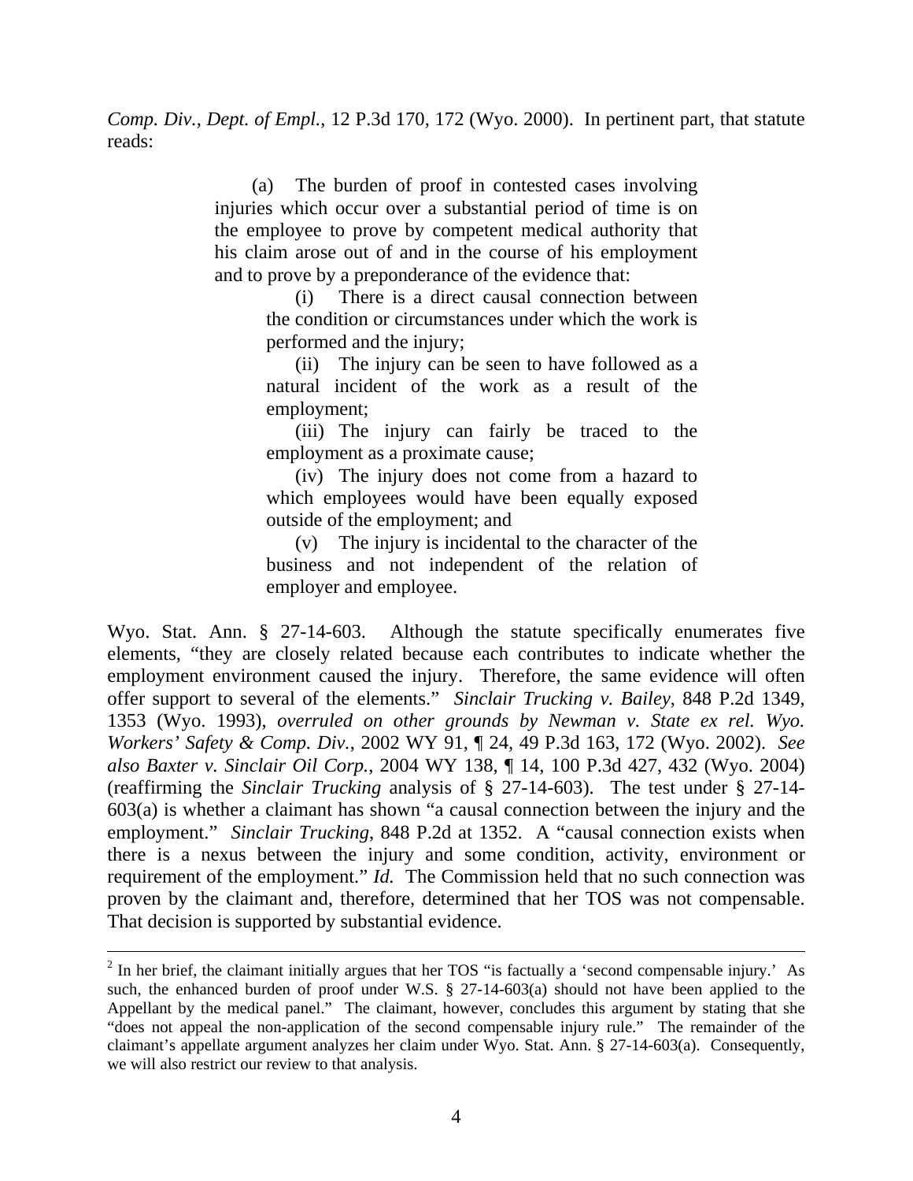*Comp. Div., Dept. of Empl.*, 12 P.3d 170, 172 (Wyo. 2000). In pertinent part, that statute reads:

> (a) The burden of proof in contested cases involving injuries which occur over a substantial period of time is on the employee to prove by competent medical authority that his claim arose out of and in the course of his employment and to prove by a preponderance of the evidence that:
>
> > (i) There is a direct causal connection between the condition or circumstances under which the work is performed and the injury;
> >
> > (ii) The injury can be seen to have followed as a natural incident of the work as a result of the employment;
> >
> > (iii) The injury can fairly be traced to the employment as a proximate cause;
> >
> > (iv) The injury does not come from a hazard to which employees would have been equally exposed outside of the employment; and
> >
> > (v) The injury is incidental to the character of the business and not independent of the relation of employer and employee.

Wyo. Stat. Ann. § 27-14-603. Although the statute specifically enumerates five elements, "they are closely related because each contributes to indicate whether the employment environment caused the injury. Therefore, the same evidence will often offer support to several of the elements." *Sinclair Trucking v. Bailey*, 848 P.2d 1349, 1353 (Wyo. 1993), *overruled on other grounds by Newman v. State ex rel. Wyo. Workers' Safety & Comp. Div.*, 2002 WY 91, ¶ 24, 49 P.3d 163, 172 (Wyo. 2002). *See also Baxter v. Sinclair Oil Corp.*, 2004 WY 138, ¶ 14, 100 P.3d 427, 432 (Wyo. 2004) (reaffirming the *Sinclair Trucking* analysis of § 27-14-603). The test under § 27-14-603(a) is whether a claimant has shown "a causal connection between the injury and the employment." *Sinclair Trucking*, 848 P.2d at 1352. A "causal connection exists when there is a nexus between the injury and some condition, activity, environment or requirement of the employment." *Id.* The Commission held that no such connection was proven by the claimant and, therefore, determined that her TOS was not compensable. That decision is supported by substantial evidence.

---

[2] In her brief, the claimant initially argues that her TOS "is factually a 'second compensable injury.' As such, the enhanced burden of proof under W.S. § 27-14-603(a) should not have been applied to the Appellant by the medical panel." The claimant, however, concludes this argument by stating that she "does not appeal the non-application of the second compensable injury rule." The remainder of the claimant's appellate argument analyzes her claim under Wyo. Stat. Ann. § 27-14-603(a). Consequently, we will also restrict our review to that analysis.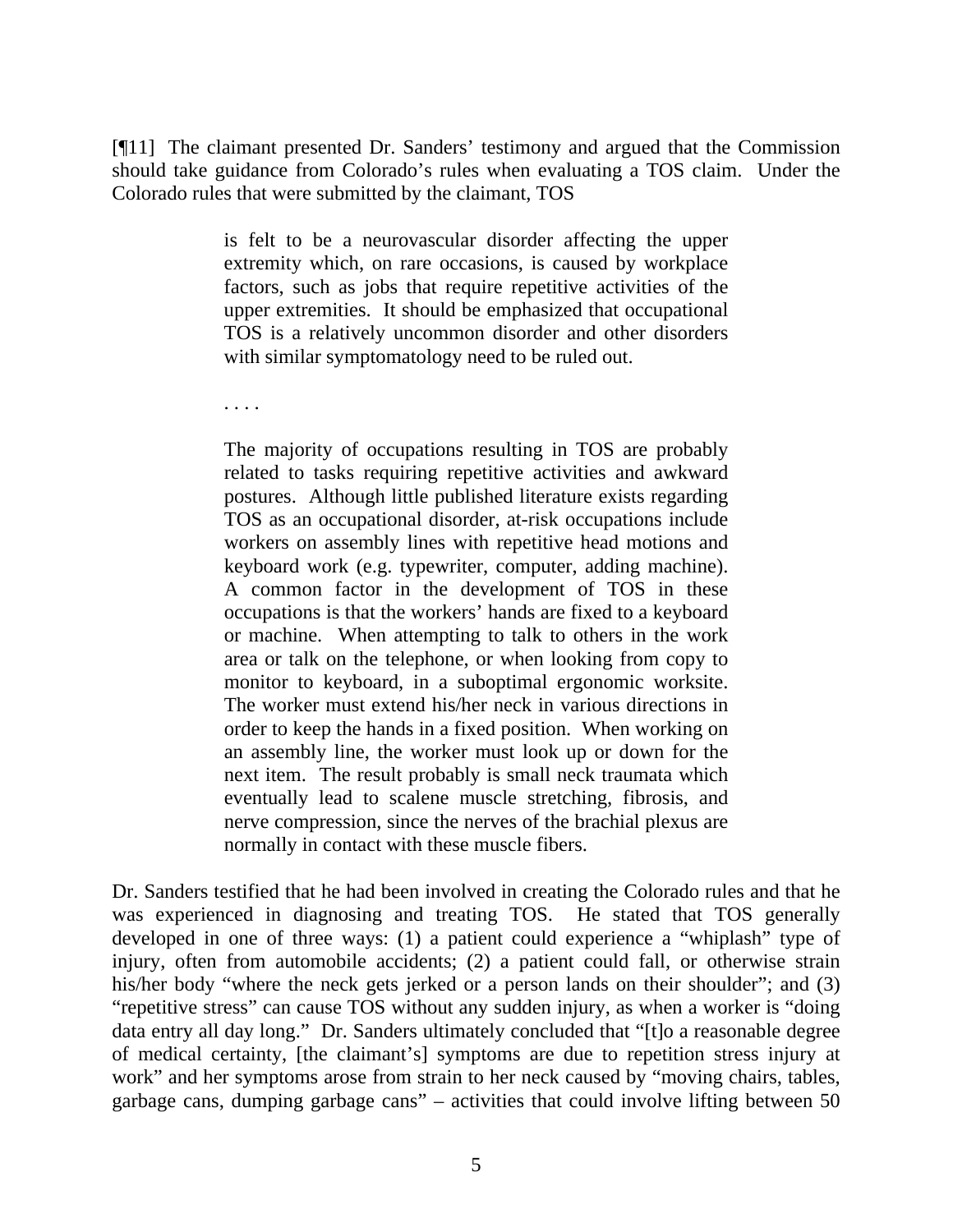[¶11] The claimant presented Dr. Sanders' testimony and argued that the Commission should take guidance from Colorado's rules when evaluating a TOS claim. Under the Colorado rules that were submitted by the claimant, TOS

> is felt to be a neurovascular disorder affecting the upper extremity which, on rare occasions, is caused by workplace factors, such as jobs that require repetitive activities of the upper extremities. It should be emphasized that occupational TOS is a relatively uncommon disorder and other disorders with similar symptomatology need to be ruled out.
>
> . . . .
>
> The majority of occupations resulting in TOS are probably related to tasks requiring repetitive activities and awkward postures. Although little published literature exists regarding TOS as an occupational disorder, at-risk occupations include workers on assembly lines with repetitive head motions and keyboard work (e.g. typewriter, computer, adding machine). A common factor in the development of TOS in these occupations is that the workers' hands are fixed to a keyboard or machine. When attempting to talk to others in the work area or talk on the telephone, or when looking from copy to monitor to keyboard, in a suboptimal ergonomic worksite. The worker must extend his/her neck in various directions in order to keep the hands in a fixed position. When working on an assembly line, the worker must look up or down for the next item. The result probably is small neck traumata which eventually lead to scalene muscle stretching, fibrosis, and nerve compression, since the nerves of the brachial plexus are normally in contact with these muscle fibers.

Dr. Sanders testified that he had been involved in creating the Colorado rules and that he was experienced in diagnosing and treating TOS. He stated that TOS generally developed in one of three ways: (1) a patient could experience a "whiplash" type of injury, often from automobile accidents; (2) a patient could fall, or otherwise strain his/her body "where the neck gets jerked or a person lands on their shoulder"; and (3) "repetitive stress" can cause TOS without any sudden injury, as when a worker is "doing data entry all day long." Dr. Sanders ultimately concluded that "[t]o a reasonable degree of medical certainty, [the claimant's] symptoms are due to repetition stress injury at work" and her symptoms arose from strain to her neck caused by "moving chairs, tables, garbage cans, dumping garbage cans" – activities that could involve lifting between 50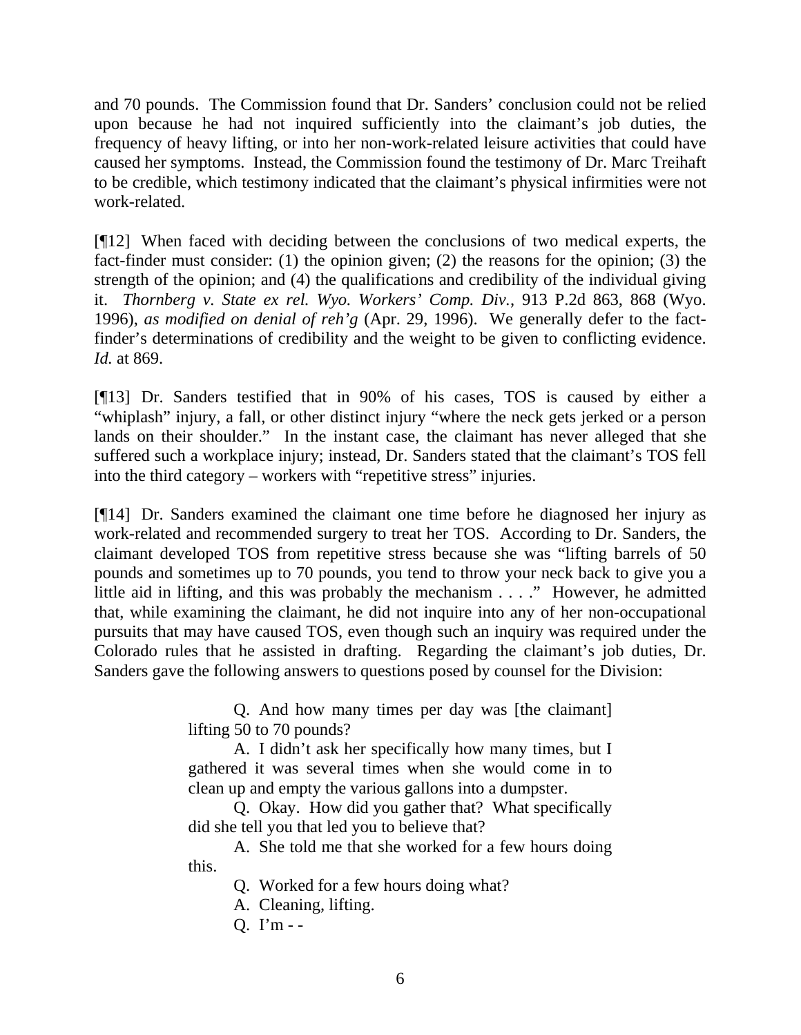and 70 pounds. The Commission found that Dr. Sanders' conclusion could not be relied upon because he had not inquired sufficiently into the claimant's job duties, the frequency of heavy lifting, or into her non-work-related leisure activities that could have caused her symptoms. Instead, the Commission found the testimony of Dr. Marc Treihaft to be credible, which testimony indicated that the claimant's physical infirmities were not work-related.

[¶12] When faced with deciding between the conclusions of two medical experts, the fact-finder must consider: (1) the opinion given; (2) the reasons for the opinion; (3) the strength of the opinion; and (4) the qualifications and credibility of the individual giving it. *Thornberg v. State ex rel. Wyo. Workers' Comp. Div.*, 913 P.2d 863, 868 (Wyo. 1996), *as modified on denial of reh'g* (Apr. 29, 1996). We generally defer to the fact-finder's determinations of credibility and the weight to be given to conflicting evidence. *Id.* at 869.

[¶13] Dr. Sanders testified that in 90% of his cases, TOS is caused by either a "whiplash" injury, a fall, or other distinct injury "where the neck gets jerked or a person lands on their shoulder." In the instant case, the claimant has never alleged that she suffered such a workplace injury; instead, Dr. Sanders stated that the claimant's TOS fell into the third category – workers with "repetitive stress" injuries.

[¶14] Dr. Sanders examined the claimant one time before he diagnosed her injury as work-related and recommended surgery to treat her TOS. According to Dr. Sanders, the claimant developed TOS from repetitive stress because she was "lifting barrels of 50 pounds and sometimes up to 70 pounds, you tend to throw your neck back to give you a little aid in lifting, and this was probably the mechanism . . . ." However, he admitted that, while examining the claimant, he did not inquire into any of her non-occupational pursuits that may have caused TOS, even though such an inquiry was required under the Colorado rules that he assisted in drafting. Regarding the claimant's job duties, Dr. Sanders gave the following answers to questions posed by counsel for the Division:

> Q. And how many times per day was [the claimant] lifting 50 to 70 pounds?
>
> A. I didn't ask her specifically how many times, but I gathered it was several times when she would come in to clean up and empty the various gallons into a dumpster.
>
> Q. Okay. How did you gather that? What specifically did she tell you that led you to believe that?
>
> A. She told me that she worked for a few hours doing this.
>
> Q. Worked for a few hours doing what?
>
> A. Cleaning, lifting.
>
> Q. I'm - -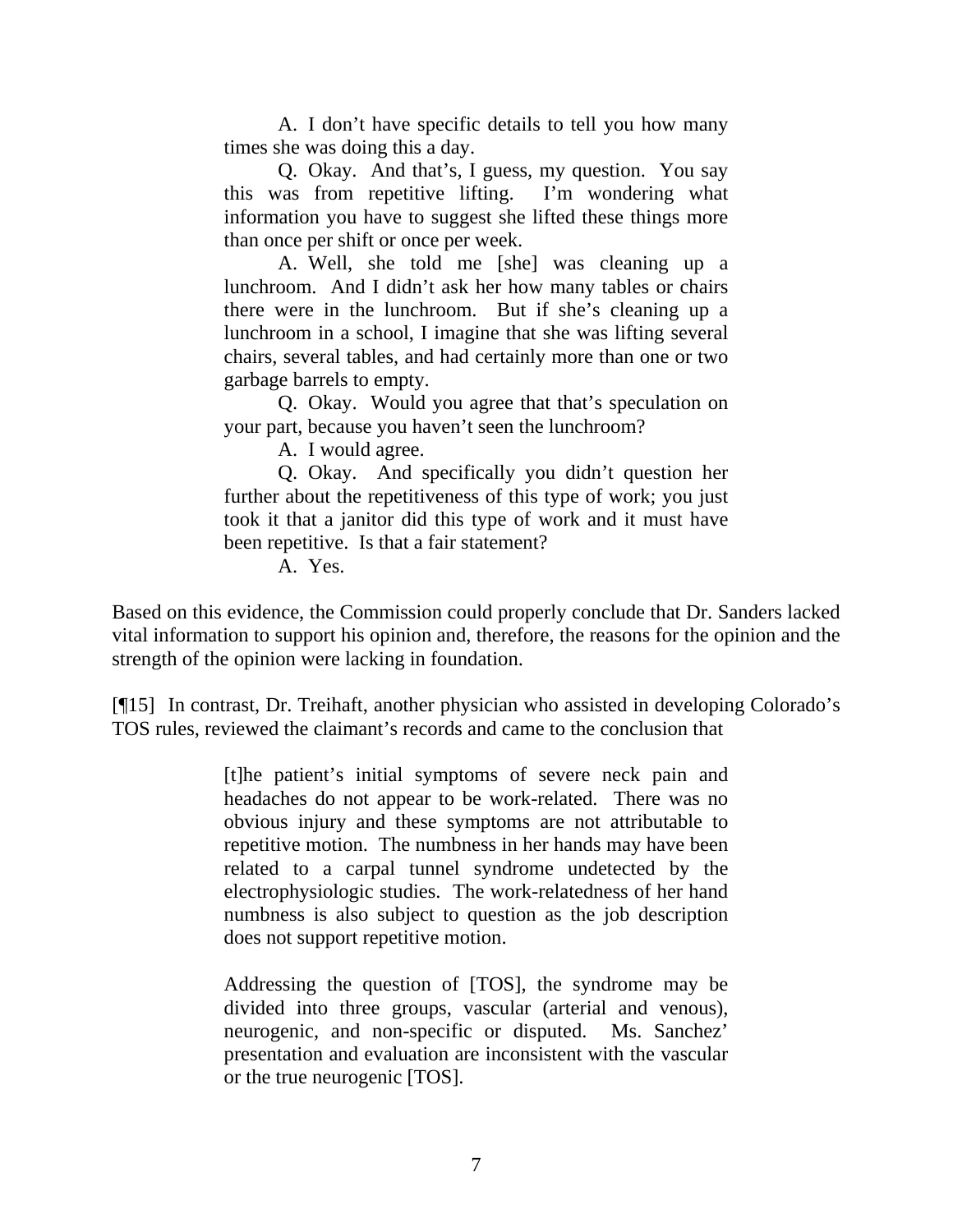> A. I don't have specific details to tell you how many times she was doing this a day.
>
> Q. Okay. And that's, I guess, my question. You say this was from repetitive lifting. I'm wondering what information you have to suggest she lifted these things more than once per shift or once per week.
>
> A. Well, she told me [she] was cleaning up a lunchroom. And I didn't ask her how many tables or chairs there were in the lunchroom. But if she's cleaning up a lunchroom in a school, I imagine that she was lifting several chairs, several tables, and had certainly more than one or two garbage barrels to empty.
>
> Q. Okay. Would you agree that that's speculation on your part, because you haven't seen the lunchroom?
>
> A. I would agree.
>
> Q. Okay. And specifically you didn't question her further about the repetitiveness of this type of work; you just took it that a janitor did this type of work and it must have been repetitive. Is that a fair statement?
>
> A. Yes.

Based on this evidence, the Commission could properly conclude that Dr. Sanders lacked vital information to support his opinion and, therefore, the reasons for the opinion and the strength of the opinion were lacking in foundation.

[¶15] In contrast, Dr. Treihaft, another physician who assisted in developing Colorado's TOS rules, reviewed the claimant's records and came to the conclusion that

> [t]he patient's initial symptoms of severe neck pain and headaches do not appear to be work-related. There was no obvious injury and these symptoms are not attributable to repetitive motion. The numbness in her hands may have been related to a carpal tunnel syndrome undetected by the electrophysiologic studies. The work-relatedness of her hand numbness is also subject to question as the job description does not support repetitive motion.
>
> Addressing the question of [TOS], the syndrome may be divided into three groups, vascular (arterial and venous), neurogenic, and non-specific or disputed. Ms. Sanchez' presentation and evaluation are inconsistent with the vascular or the true neurogenic [TOS].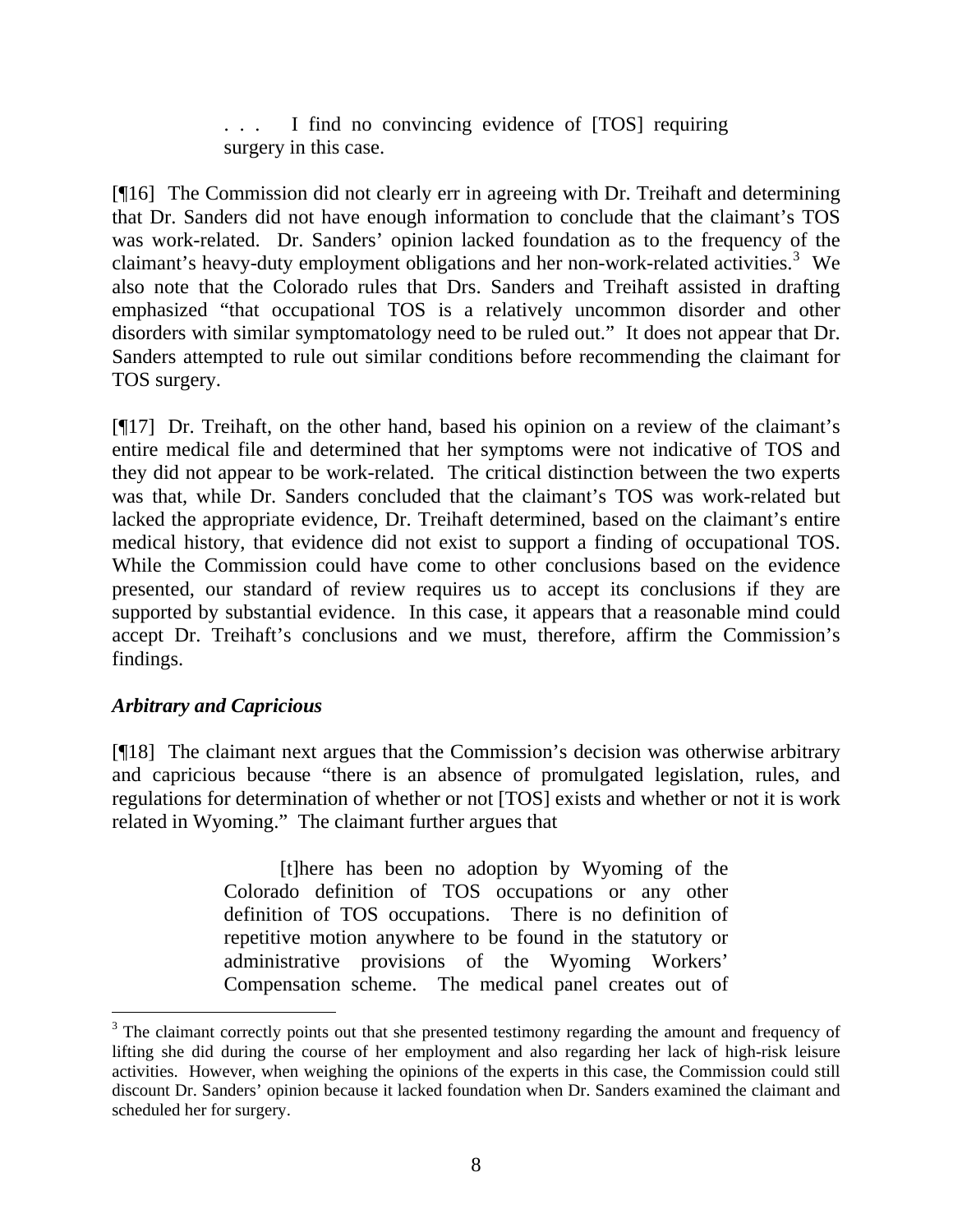> . . . I find no convincing evidence of [TOS] requiring surgery in this case.

[¶16] The Commission did not clearly err in agreeing with Dr. Treihaft and determining that Dr. Sanders did not have enough information to conclude that the claimant's TOS was work-related. Dr. Sanders' opinion lacked foundation as to the frequency of the claimant's heavy-duty employment obligations and her non-work-related activities.[3] We also note that the Colorado rules that Drs. Sanders and Treihaft assisted in drafting emphasized "that occupational TOS is a relatively uncommon disorder and other disorders with similar symptomatology need to be ruled out." It does not appear that Dr. Sanders attempted to rule out similar conditions before recommending the claimant for TOS surgery.

[¶17] Dr. Treihaft, on the other hand, based his opinion on a review of the claimant's entire medical file and determined that her symptoms were not indicative of TOS and they did not appear to be work-related. The critical distinction between the two experts was that, while Dr. Sanders concluded that the claimant's TOS was work-related but lacked the appropriate evidence, Dr. Treihaft determined, based on the claimant's entire medical history, that evidence did not exist to support a finding of occupational TOS. While the Commission could have come to other conclusions based on the evidence presented, our standard of review requires us to accept its conclusions if they are supported by substantial evidence. In this case, it appears that a reasonable mind could accept Dr. Treihaft's conclusions and we must, therefore, affirm the Commission's findings.

### *Arbitrary and Capricious*

[¶18] The claimant next argues that the Commission's decision was otherwise arbitrary and capricious because "there is an absence of promulgated legislation, rules, and regulations for determination of whether or not [TOS] exists and whether or not it is work related in Wyoming." The claimant further argues that

> [t]here has been no adoption by Wyoming of the Colorado definition of TOS occupations or any other definition of TOS occupations. There is no definition of repetitive motion anywhere to be found in the statutory or administrative provisions of the Wyoming Workers' Compensation scheme. The medical panel creates out of

[3] The claimant correctly points out that she presented testimony regarding the amount and frequency of lifting she did during the course of her employment and also regarding her lack of high-risk leisure activities. However, when weighing the opinions of the experts in this case, the Commission could still discount Dr. Sanders' opinion because it lacked foundation when Dr. Sanders examined the claimant and scheduled her for surgery.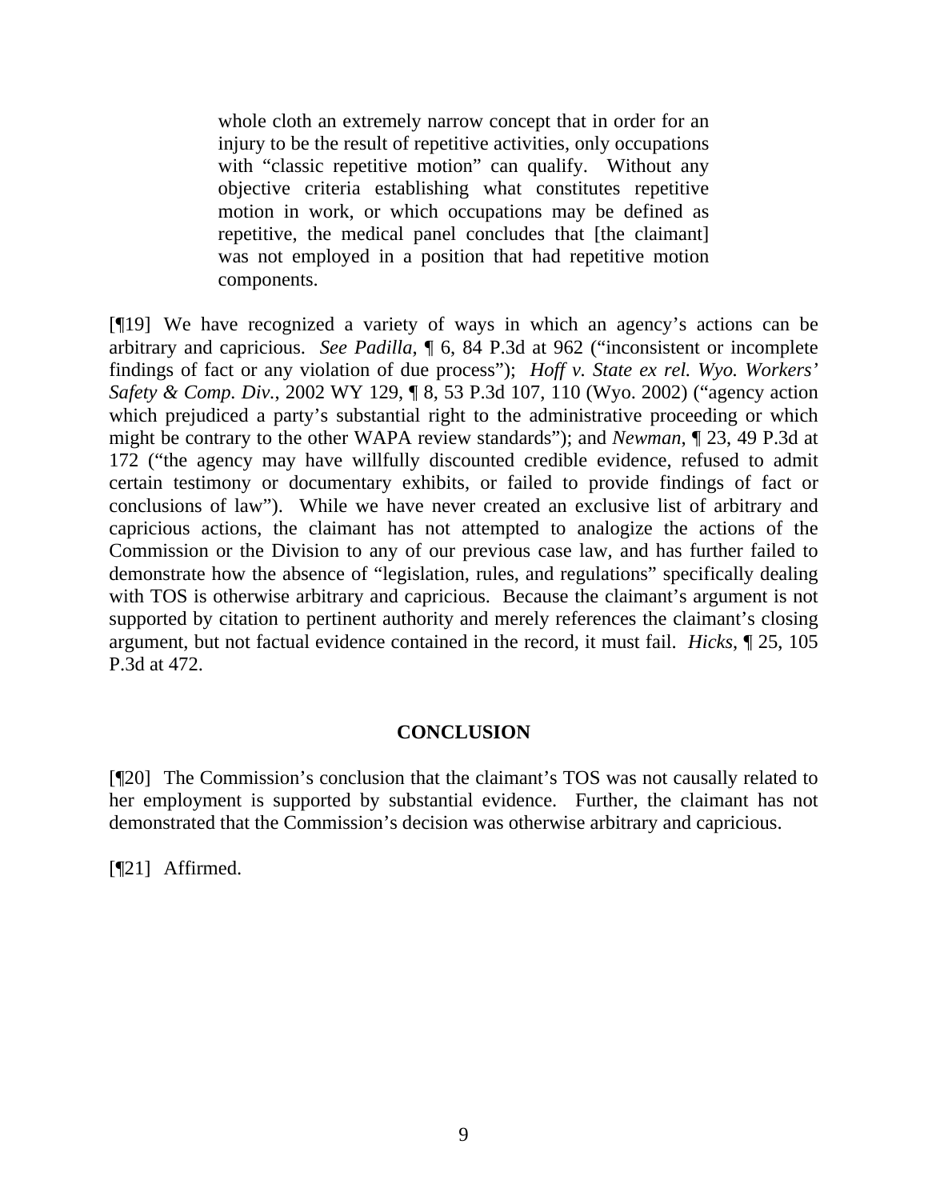> whole cloth an extremely narrow concept that in order for an injury to be the result of repetitive activities, only occupations with "classic repetitive motion" can qualify. Without any objective criteria establishing what constitutes repetitive motion in work, or which occupations may be defined as repetitive, the medical panel concludes that [the claimant] was not employed in a position that had repetitive motion components.

[¶19] We have recognized a variety of ways in which an agency's actions can be arbitrary and capricious. *See Padilla*, ¶ 6, 84 P.3d at 962 ("inconsistent or incomplete findings of fact or any violation of due process"); *Hoff v. State ex rel. Wyo. Workers' Safety & Comp. Div.*, 2002 WY 129, ¶ 8, 53 P.3d 107, 110 (Wyo. 2002) ("agency action which prejudiced a party's substantial right to the administrative proceeding or which might be contrary to the other WAPA review standards"); and *Newman*, ¶ 23, 49 P.3d at 172 ("the agency may have willfully discounted credible evidence, refused to admit certain testimony or documentary exhibits, or failed to provide findings of fact or conclusions of law"). While we have never created an exclusive list of arbitrary and capricious actions, the claimant has not attempted to analogize the actions of the Commission or the Division to any of our previous case law, and has further failed to demonstrate how the absence of "legislation, rules, and regulations" specifically dealing with TOS is otherwise arbitrary and capricious. Because the claimant's argument is not supported by citation to pertinent authority and merely references the claimant's closing argument, but not factual evidence contained in the record, it must fail. *Hicks*, ¶ 25, 105 P.3d at 472.

## CONCLUSION

[¶20] The Commission's conclusion that the claimant's TOS was not causally related to her employment is supported by substantial evidence. Further, the claimant has not demonstrated that the Commission's decision was otherwise arbitrary and capricious.

[¶21] Affirmed.